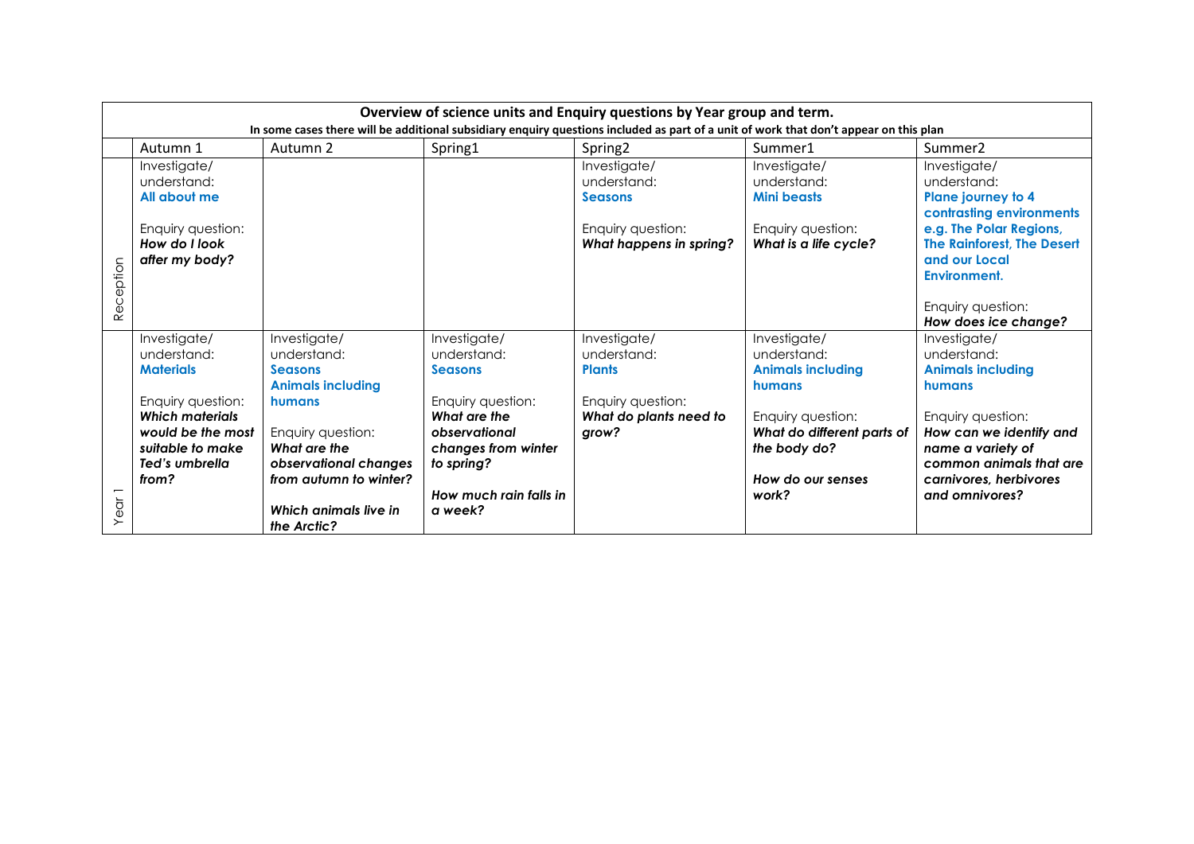**Overview of science units and Enquiry questions by Year group and term.**

**In some cases there will be additional subsidiary enquiry questions included as part of a unit of work that don't appear on this plan**

| | Autumn 1 | Autumn 2 | Spring1 | Spring2 | Summer1 | Summer2 |
|---|---|---|---|---|---|---|
| Reception | Investigate/ understand: **All about me** <br><br> Enquiry question: ***How do I look after my body?*** | | | Investigate/ understand: **Seasons** <br><br> Enquiry question: ***What happens in spring?*** | Investigate/ understand: **Mini beasts** <br><br> Enquiry question: ***What is a life cycle?*** | Investigate/ understand: **Plane journey to 4 contrasting environments e.g. The Polar Regions, The Rainforest, The Desert and our Local Environment.** <br><br> Enquiry question: ***How does ice change?*** |
| Year 1 | Investigate/ understand: **Materials** <br><br> Enquiry question: ***Which materials would be the most suitable to make Ted's umbrella from?*** | Investigate/ understand: **Seasons** **Animals including humans** <br><br> Enquiry question: ***What are the observational changes from autumn to winter?*** <br><br> ***Which animals live in the Arctic?*** | Investigate/ understand: **Seasons** <br><br> Enquiry question: ***What are the observational changes from winter to spring?*** <br><br> ***How much rain falls in a week?*** | Investigate/ understand: **Plants** <br><br> Enquiry question: ***What do plants need to grow?*** | Investigate/ understand: **Animals including humans** <br><br> Enquiry question: ***What do different parts of the body do?*** <br><br> ***How do our senses work?*** | Investigate/ understand: **Animals including humans** <br><br> Enquiry question: ***How can we identify and name a variety of common animals that are carnivores, herbivores and omnivores?*** |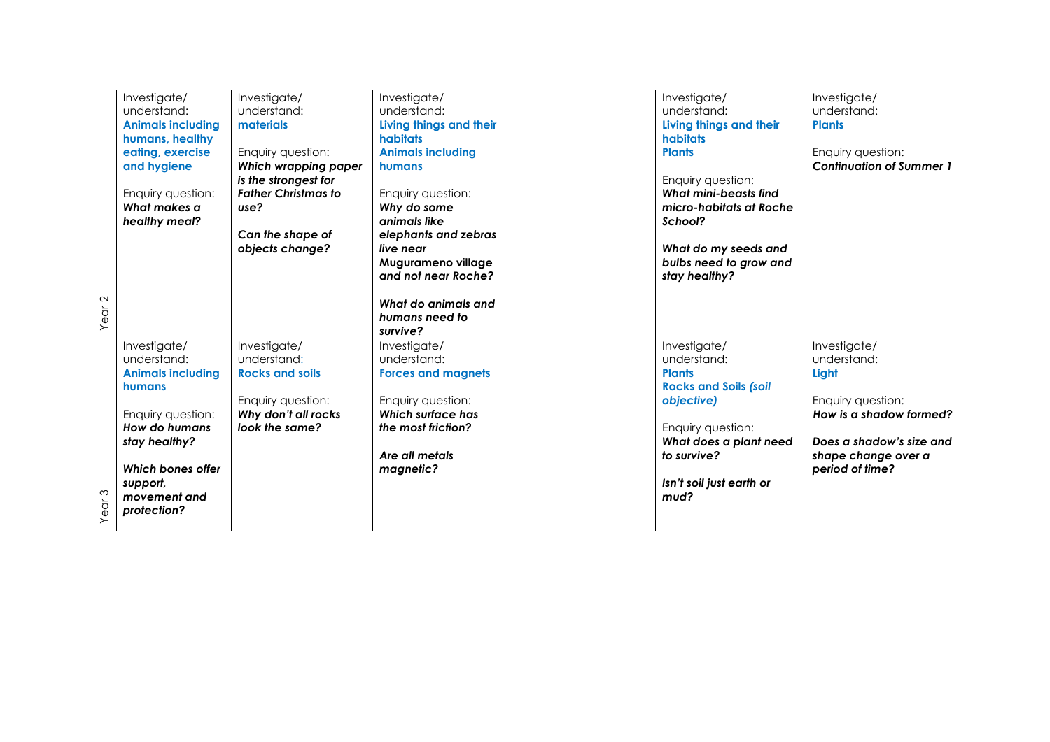| | | | | | | |
|---|---|---|---|---|---|---|
| Year 2 | Investigate/ understand: **Animals including humans, healthy eating, exercise and hygiene**<br><br>Enquiry question: ***What makes a healthy meal?*** | Investigate/ understand: **materials**<br><br>Enquiry question: ***Which wrapping paper is the strongest for Father Christmas to use?***<br><br>***Can the shape of objects change?*** | Investigate/ understand: **Living things and their habitats** **Animals including humans**<br><br>Enquiry question: ***Why do some animals like elephants and zebras live near Mugurameno village and not near Roche?***<br><br>***What do animals and humans need to survive?*** | | Investigate/ understand: **Living things and their habitats** **Plants**<br><br>Enquiry question: ***What mini-beasts find micro-habitats at Roche School?***<br><br>***What do my seeds and bulbs need to grow and stay healthy?*** | Investigate/ understand: **Plants**<br><br>Enquiry question: ***Continuation of Summer 1*** |
| Year 3 | Investigate/ understand: **Animals including humans**<br><br>Enquiry question: ***How do humans stay healthy?***<br><br>***Which bones offer support, movement and protection?*** | Investigate/ understand: **Rocks and soils**<br><br>Enquiry question: ***Why don't all rocks look the same?*** | Investigate/ understand: **Forces and magnets**<br><br>Enquiry question: ***Which surface has the most friction?***<br><br>***Are all metals magnetic?*** | | Investigate/ understand: **Plants** **Rocks and Soils *(soil objective)***<br><br>Enquiry question: ***What does a plant need to survive?***<br><br>***Isn't soil just earth or mud?*** | Investigate/ understand: **Light**<br><br>Enquiry question: ***How is a shadow formed?***<br><br>***Does a shadow's size and shape change over a period of time?*** |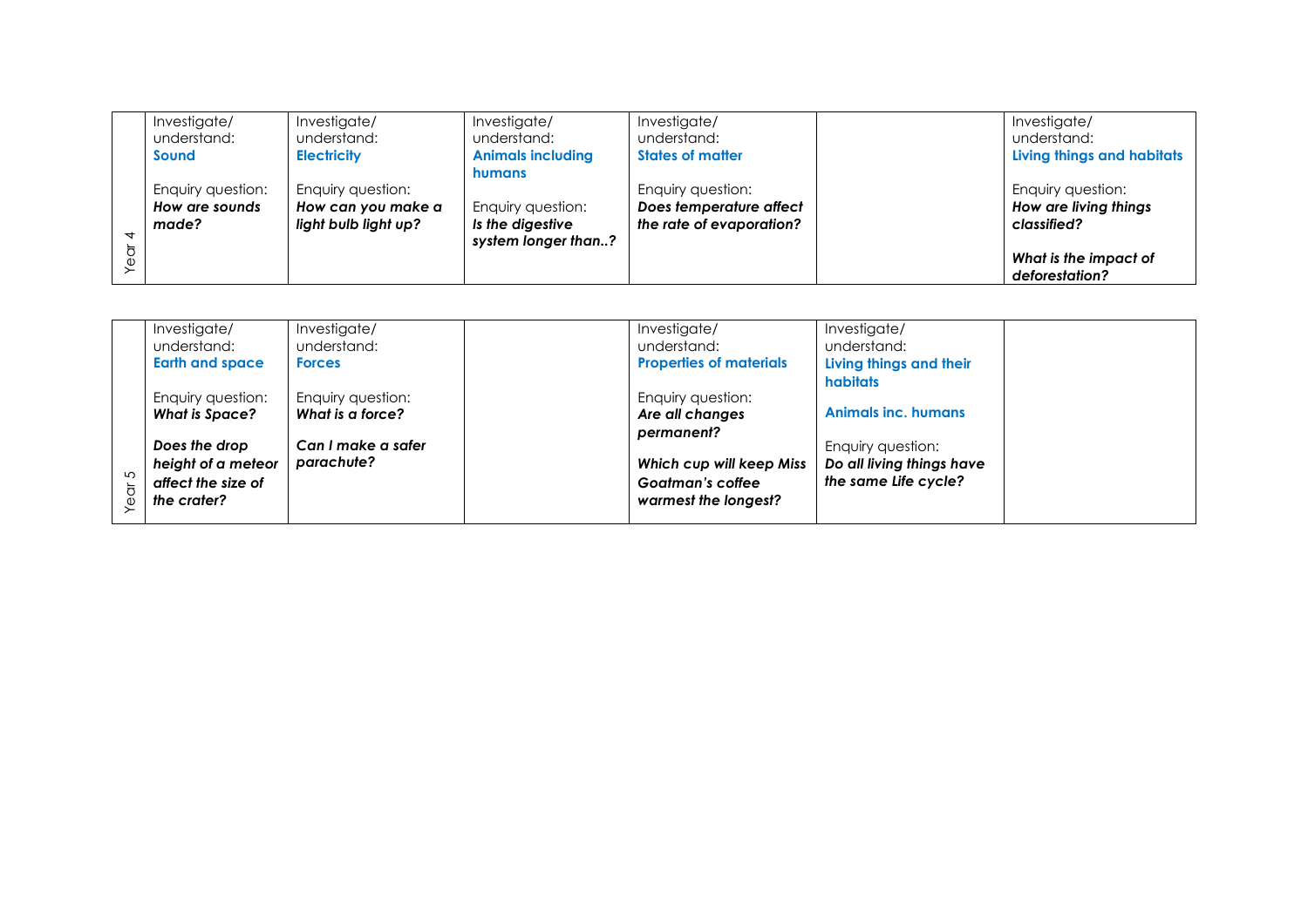| Year 4 | Investigate/ understand: **Sound**<br><br>Enquiry question: ***How are sounds made?*** | Investigate/ understand: **Electricity**<br><br>Enquiry question: ***How can you make a light bulb light up?*** | Investigate/ understand: **Animals including humans**<br><br>Enquiry question: ***Is the digestive system longer than..?*** | Investigate/ understand: **States of matter**<br><br>Enquiry question: ***Does temperature affect the rate of evaporation?*** | | Investigate/ understand: **Living things and habitats**<br><br>Enquiry question: ***How are living things classified?***<br><br>***What is the impact of deforestation?*** |
|---|---|---|---|---|---|---|

| Year 5 | Investigate/ understand: **Earth and space**<br><br>Enquiry question: ***What is Space?***<br><br>***Does the drop height of a meteor affect the size of the crater?*** | Investigate/ understand: **Forces**<br><br>Enquiry question: ***What is a force?***<br><br>***Can I make a safer parachute?*** | | Investigate/ understand: **Properties of materials**<br><br>Enquiry question: ***Are all changes permanent?***<br><br>***Which cup will keep Miss Goatman's coffee warmest the longest?*** | Investigate/ understand: **Living things and their habitats**<br><br>**Animals inc. humans**<br><br>Enquiry question: ***Do all living things have the same Life cycle?*** | |
|---|---|---|---|---|---|---|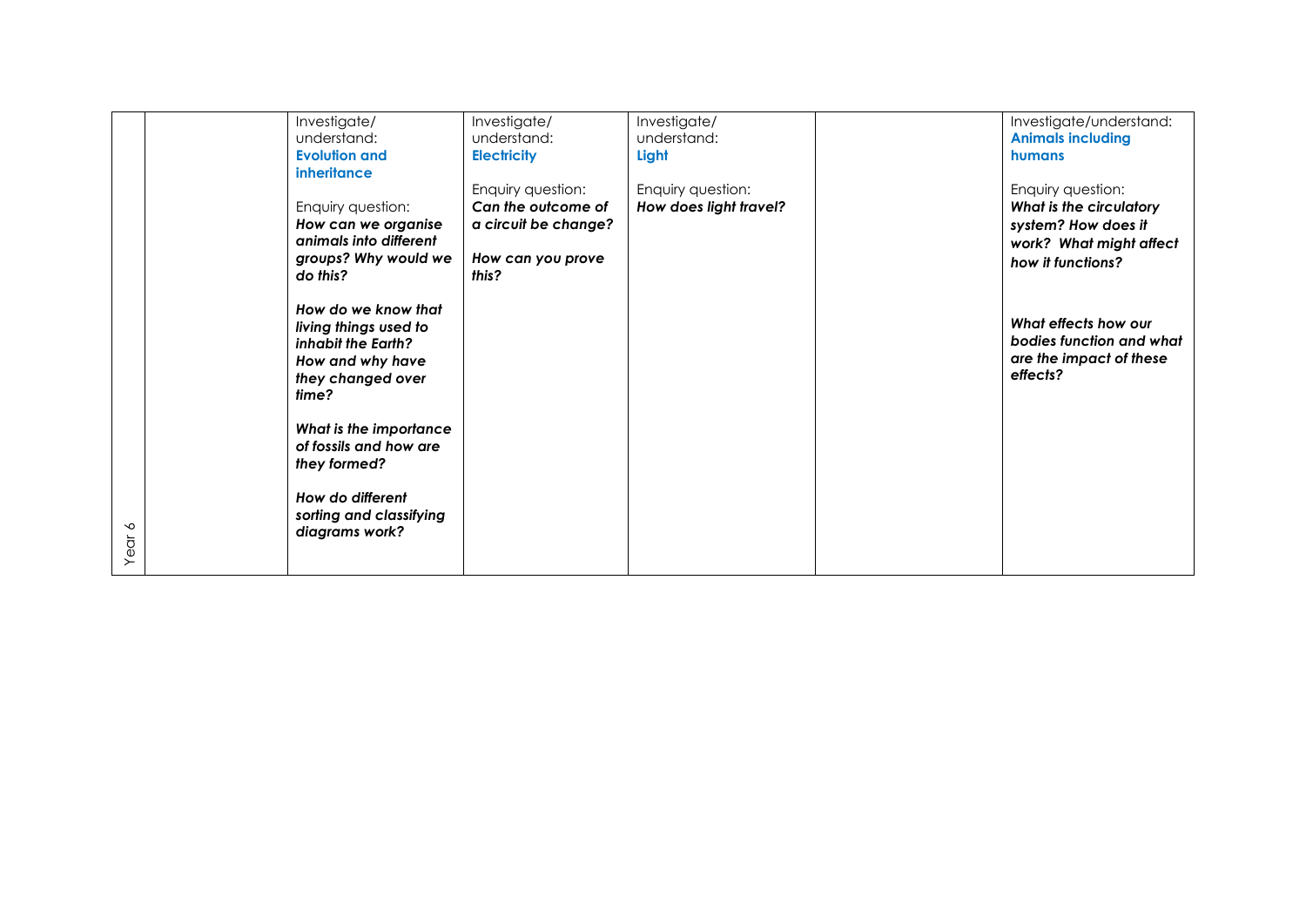| | | | | | | |
|---|---|---|---|---|---|---|
| Year 6 | | Investigate/ understand: **Evolution and inheritance**<br><br>Enquiry question: ***How can we organise animals into different groups? Why would we do this?***<br><br>***How do we know that living things used to inhabit the Earth? How and why have they changed over time?***<br><br>***What is the importance of fossils and how are they formed?***<br><br>***How do different sorting and classifying diagrams work?*** | Investigate/ understand: **Electricity**<br><br>Enquiry question: ***Can the outcome of a circuit be change?***<br><br>***How can you prove this?*** | Investigate/ understand: **Light**<br><br>Enquiry question: ***How does light travel?*** | | Investigate/understand: **Animals including humans**<br><br>Enquiry question: ***What is the circulatory system? How does it work? What might affect how it functions?***<br><br>***What effects how our bodies function and what are the impact of these effects?*** |